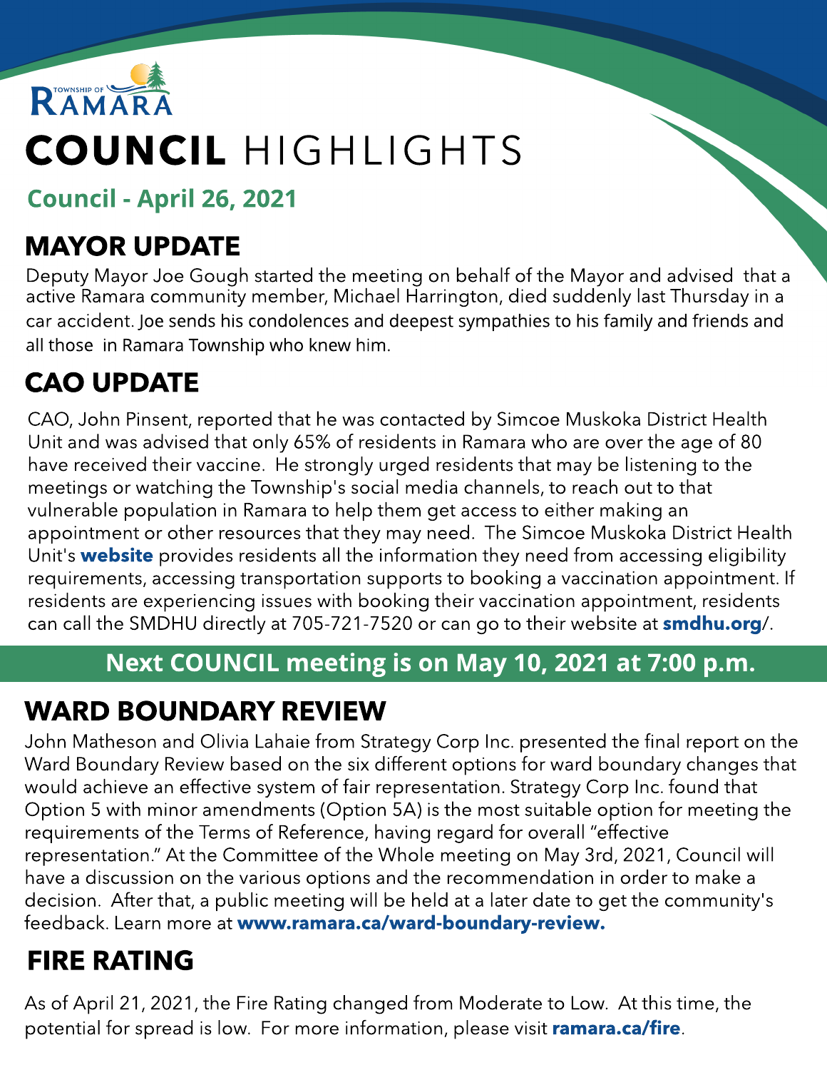TOWNSHIP OF RAMARA

# COUNCIL HIGHLIGHTS

## Council - April 26, 2021

## MAYOR UPDATE

Deputy Mayor Joe Gough started the meeting on behalf of the Mayor and advised that a active Ramara community member, Michael Harrington, died suddenly last Thursday in a car accident. Joe sends his condolences and deepest sympathies to his family and friends and all those in Ramara Township who knew him.

## CAO UPDATE

CAO, John Pinsent, reported that he was contacted by Simcoe Muskoka District Health Unit and was advised that only 65% of residents in Ramara who are over the age of 80 have received their vaccine. He strongly urged residents that may be listening to the meetings or watching the Township's social media channels, to reach out to that vulnerable population in Ramara to help them get access to either making an appointment or other resources that they may need. The Simcoe Muskoka District Health Unit's **website** provides residents all the information they need from accessing eligibility requirements, accessing transportation supports to booking a vaccination appointment. If residents are experiencing issues with booking their vaccination appointment, residents can call the SMDHU directly at 705-721-7520 or can go to their website at **smdhu.org**/.

**Next COUNCIL meeting is on May 10, 2021 at 7:00 p.m.**

## WARD BOUNDARY REVIEW

John Matheson and Olivia Lahaie from Strategy Corp Inc. presented the final report on the Ward Boundary Review based on the six different options for ward boundary changes that would achieve an effective system of fair representation. Strategy Corp Inc. found that Option 5 with minor amendments (Option 5A) is the most suitable option for meeting the requirements of the Terms of Reference, having regard for overall "effective representation." At the Committee of the Whole meeting on May 3rd, 2021, Council will have a discussion on the various options and the recommendation in order to make a decision. After that, a public meeting will be held at a later date to get the community's feedback. Learn more at **www.ramara.ca/ward-boundary-review.**

## FIRE RATING

As of April 21, 2021, the Fire Rating changed from Moderate to Low. At this time, the potential for spread is low. For more information, please visit **ramara.ca/fire**.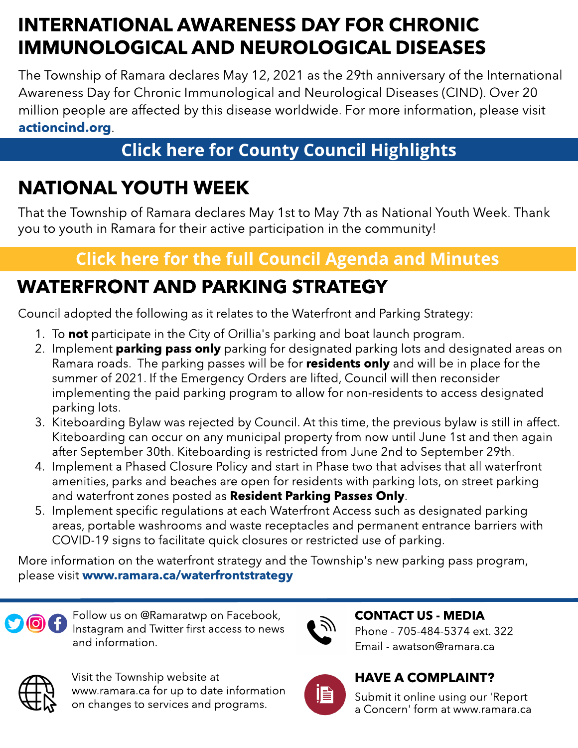## INTERNATIONAL AWARENESS DAY FOR CHRONIC IMMUNOLOGICAL AND NEUROLOGICAL DISEASES

The Township of Ramara declares May 12, 2021 as the 29th anniversary of the International Awareness Day for Chronic Immunological and Neurological Diseases (CIND). Over 20 million people are affected by this disease worldwide. For more information, please visit **actioncind.org**.

**Click here for County Council Highlights**

## NATIONAL YOUTH WEEK

That the Township of Ramara declares May 1st to May 7th as National Youth Week. Thank you to youth in Ramara for their active participation in the community!

**Click here for the full Council Agenda and Minutes**

## WATERFRONT AND PARKING STRATEGY

Council adopted the following as it relates to the Waterfront and Parking Strategy:

1. To **not** participate in the City of Orillia's parking and boat launch program.
2. Implement **parking pass only** parking for designated parking lots and designated areas on Ramara roads. The parking passes will be for **residents only** and will be in place for the summer of 2021. If the Emergency Orders are lifted, Council will then reconsider implementing the paid parking program to allow for non-residents to access designated parking lots.
3. Kiteboarding Bylaw was rejected by Council. At this time, the previous bylaw is still in affect. Kiteboarding can occur on any municipal property from now until June 1st and then again after September 30th. Kiteboarding is restricted from June 2nd to September 29th.
4. Implement a Phased Closure Policy and start in Phase two that advises that all waterfront amenities, parks and beaches are open for residents with parking lots, on street parking and waterfront zones posted as **Resident Parking Passes Only**.
5. Implement specific regulations at each Waterfront Access such as designated parking areas, portable washrooms and waste receptacles and permanent entrance barriers with COVID-19 signs to facilitate quick closures or restricted use of parking.

More information on the waterfront strategy and the Township's new parking pass program, please visit **www.ramara.ca/waterfrontstrategy**

Follow us on @Ramaratwp on Facebook, Instagram and Twitter first access to news and information.

**CONTACT US - MEDIA**
Phone - 705-484-5374 ext. 322
Email - awatson@ramara.ca

Visit the Township website at www.ramara.ca for up to date information on changes to services and programs.

**HAVE A COMPLAINT?**
Submit it online using our 'Report a Concern' form at www.ramara.ca